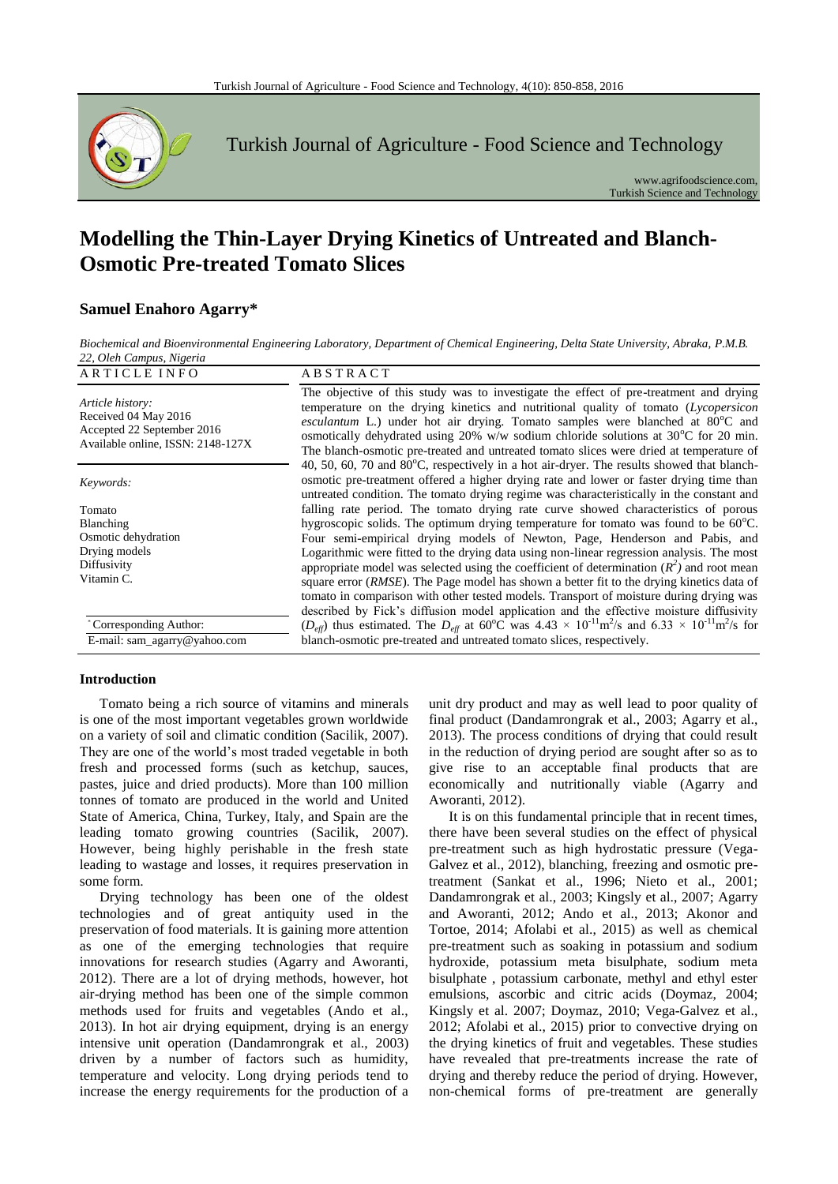# Modelling the Thin-Layer Drying Kinetics of Untreated and Blanch-Osmotic Pre-treated Tomato Slices

**Samuel Enahoro Agarry***

*Biochemical and Bioenvironmental Engineering Laboratory, Department of Chemical Engineering, Delta State University, Abraka, P.M.B. 22, Oleh Campus, Nigeria*

| ARTICLE INFO | ABSTRACT |
|---|---|
| *Article history:*<br>Received 04 May 2016<br>Accepted 22 September 2016<br>Available online, ISSN: 2148-127X<br><br>*Keywords:*<br>Tomato<br>Blanching<br>Osmotic dehydration<br>Drying models<br>Diffusivity<br>Vitamin C.<br><br>*Corresponding Author:<br>E-mail: sam_agarry@yahoo.com | The objective of this study was to investigate the effect of pre-treatment and drying temperature on the drying kinetics and nutritional quality of tomato (*Lycopersicon esculantum* L.) under hot air drying. Tomato samples were blanched at 80°C and osmotically dehydrated using 20% w/w sodium chloride solutions at 30°C for 20 min. The blanch-osmotic pre-treated and untreated tomato slices were dried at temperature of 40, 50, 60, 70 and 80°C, respectively in a hot air-dryer. The results showed that blanch-osmotic pre-treatment offered a higher drying rate and lower or faster drying time than untreated condition. The tomato drying regime was characteristically in the constant and falling rate period. The tomato drying rate curve showed characteristics of porous hygroscopic solids. The optimum drying temperature for tomato was found to be 60°C. Four semi-empirical drying models of Newton, Page, Henderson and Pabis, and Logarithmic were fitted to the drying data using non-linear regression analysis. The most appropriate model was selected using the coefficient of determination ($R^2$) and root mean square error (*RMSE*). The Page model has shown a better fit to the drying kinetics data of tomato in comparison with other tested models. Transport of moisture during drying was described by Fick's diffusion model application and the effective moisture diffusivity ($D_{eff}$) thus estimated. The $D_{eff}$ at 60°C was $4.43 \times 10^{-11}$ m$^2$/s and $6.33 \times 10^{-11}$ m$^2$/s for blanch-osmotic pre-treated and untreated tomato slices, respectively. |

## Introduction

Tomato being a rich source of vitamins and minerals is one of the most important vegetables grown worldwide on a variety of soil and climatic condition (Sacilik, 2007). They are one of the world's most traded vegetable in both fresh and processed forms (such as ketchup, sauces, pastes, juice and dried products). More than 100 million tonnes of tomato are produced in the world and United State of America, China, Turkey, Italy, and Spain are the leading tomato growing countries (Sacilik, 2007). However, being highly perishable in the fresh state leading to wastage and losses, it requires preservation in some form.

Drying technology has been one of the oldest technologies and of great antiquity used in the preservation of food materials. It is gaining more attention as one of the emerging technologies that require innovations for research studies (Agarry and Aworanti, 2012). There are a lot of drying methods, however, hot air-drying method has been one of the simple common methods used for fruits and vegetables (Ando et al., 2013). In hot air drying equipment, drying is an energy intensive unit operation (Dandamrongrak et al., 2003) driven by a number of factors such as humidity, temperature and velocity. Long drying periods tend to increase the energy requirements for the production of a unit dry product and may as well lead to poor quality of final product (Dandamrongrak et al., 2003; Agarry et al., 2013). The process conditions of drying that could result in the reduction of drying period are sought after so as to give rise to an acceptable final products that are economically and nutritionally viable (Agarry and Aworanti, 2012).

It is on this fundamental principle that in recent times, there have been several studies on the effect of physical pre-treatment such as high hydrostatic pressure (Vega-Galvez et al., 2012), blanching, freezing and osmotic pre-treatment (Sankat et al., 1996; Nieto et al., 2001; Dandamrongrak et al., 2003; Kingsly et al., 2007; Agarry and Aworanti, 2012; Agarry et al., 2013; Ando et al., 2013; Akonor and Tortoe, 2014; Afolabi et al., 2015) as well as chemical pre-treatment such as soaking in potassium and sodium hydroxide, potassium meta bisulphate, sodium meta bisulphate , potassium carbonate, methyl and ethyl ester emulsions, ascorbic and citric acids (Doymaz, 2004; Kingsly et al. 2007; Doymaz, 2010; Vega-Galvez et al., 2012; Afolabi et al., 2015) prior to convective drying on the drying kinetics of fruit and vegetables. These studies have revealed that pre-treatments increase the rate of drying and thereby reduce the period of drying. However, non-chemical forms of pre-treatment are generally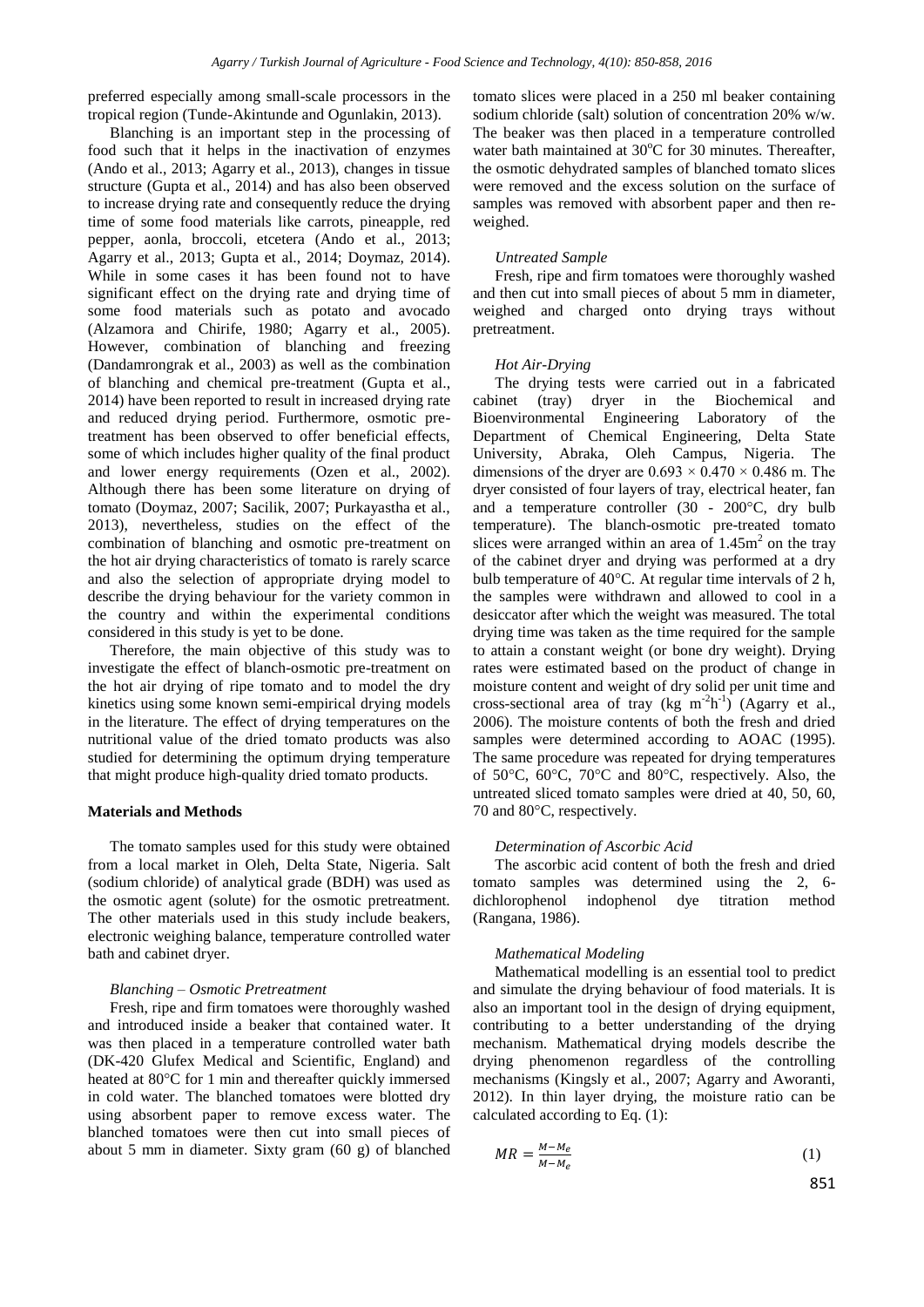preferred especially among small-scale processors in the tropical region (Tunde-Akintunde and Ogunlakin, 2013).

Blanching is an important step in the processing of food such that it helps in the inactivation of enzymes (Ando et al., 2013; Agarry et al., 2013), changes in tissue structure (Gupta et al., 2014) and has also been observed to increase drying rate and consequently reduce the drying time of some food materials like carrots, pineapple, red pepper, aonla, broccoli, etcetera (Ando et al., 2013; Agarry et al., 2013; Gupta et al., 2014; Doymaz, 2014). While in some cases it has been found not to have significant effect on the drying rate and drying time of some food materials such as potato and avocado (Alzamora and Chirife, 1980; Agarry et al., 2005). However, combination of blanching and freezing (Dandamrongrak et al., 2003) as well as the combination of blanching and chemical pre-treatment (Gupta et al., 2014) have been reported to result in increased drying rate and reduced drying period. Furthermore, osmotic pre-treatment has been observed to offer beneficial effects, some of which includes higher quality of the final product and lower energy requirements (Ozen et al., 2002). Although there has been some literature on drying of tomato (Doymaz, 2007; Sacilik, 2007; Purkayastha et al., 2013), nevertheless, studies on the effect of the combination of blanching and osmotic pre-treatment on the hot air drying characteristics of tomato is rarely scarce and also the selection of appropriate drying model to describe the drying behaviour for the variety common in the country and within the experimental conditions considered in this study is yet to be done.

Therefore, the main objective of this study was to investigate the effect of blanch-osmotic pre-treatment on the hot air drying of ripe tomato and to model the dry kinetics using some known semi-empirical drying models in the literature. The effect of drying temperatures on the nutritional value of the dried tomato products was also studied for determining the optimum drying temperature that might produce high-quality dried tomato products.

## Materials and Methods

The tomato samples used for this study were obtained from a local market in Oleh, Delta State, Nigeria. Salt (sodium chloride) of analytical grade (BDH) was used as the osmotic agent (solute) for the osmotic pretreatment. The other materials used in this study include beakers, electronic weighing balance, temperature controlled water bath and cabinet dryer.

### *Blanching – Osmotic Pretreatment*

Fresh, ripe and firm tomatoes were thoroughly washed and introduced inside a beaker that contained water. It was then placed in a temperature controlled water bath (DK-420 Glufex Medical and Scientific, England) and heated at 80°C for 1 min and thereafter quickly immersed in cold water. The blanched tomatoes were blotted dry using absorbent paper to remove excess water. The blanched tomatoes were then cut into small pieces of about 5 mm in diameter. Sixty gram (60 g) of blanched tomato slices were placed in a 250 ml beaker containing sodium chloride (salt) solution of concentration 20% w/w. The beaker was then placed in a temperature controlled water bath maintained at 30°C for 30 minutes. Thereafter, the osmotic dehydrated samples of blanched tomato slices were removed and the excess solution on the surface of samples was removed with absorbent paper and then re-weighed.

### *Untreated Sample*

Fresh, ripe and firm tomatoes were thoroughly washed and then cut into small pieces of about 5 mm in diameter, weighed and charged onto drying trays without pretreatment.

### *Hot Air-Drying*

The drying tests were carried out in a fabricated cabinet (tray) dryer in the Biochemical and Bioenvironmental Engineering Laboratory of the Department of Chemical Engineering, Delta State University, Abraka, Oleh Campus, Nigeria. The dimensions of the dryer are $0.693 \times 0.470 \times 0.486$ m. The dryer consisted of four layers of tray, electrical heater, fan and a temperature controller (30 - 200°C, dry bulb temperature). The blanch-osmotic pre-treated tomato slices were arranged within an area of $1.45m^2$ on the tray of the cabinet dryer and drying was performed at a dry bulb temperature of 40°C. At regular time intervals of 2 h, the samples were withdrawn and allowed to cool in a desiccator after which the weight was measured. The total drying time was taken as the time required for the sample to attain a constant weight (or bone dry weight). Drying rates were estimated based on the product of change in moisture content and weight of dry solid per unit time and cross-sectional area of tray (kg $m^{-2}h^{-1}$) (Agarry et al., 2006). The moisture contents of both the fresh and dried samples were determined according to AOAC (1995). The same procedure was repeated for drying temperatures of 50°C, 60°C, 70°C and 80°C, respectively. Also, the untreated sliced tomato samples were dried at 40, 50, 60, 70 and 80°C, respectively.

### *Determination of Ascorbic Acid*

The ascorbic acid content of both the fresh and dried tomato samples was determined using the 2, 6-dichlorophenol indophenol dye titration method (Rangana, 1986).

### *Mathematical Modeling*

Mathematical modelling is an essential tool to predict and simulate the drying behaviour of food materials. It is also an important tool in the design of drying equipment, contributing to a better understanding of the drying mechanism. Mathematical drying models describe the drying phenomenon regardless of the controlling mechanisms (Kingsly et al., 2007; Agarry and Aworanti, 2012). In thin layer drying, the moisture ratio can be calculated according to Eq. (1):

$$MR = \frac{M - M_e}{M - M_e} \tag{1}$$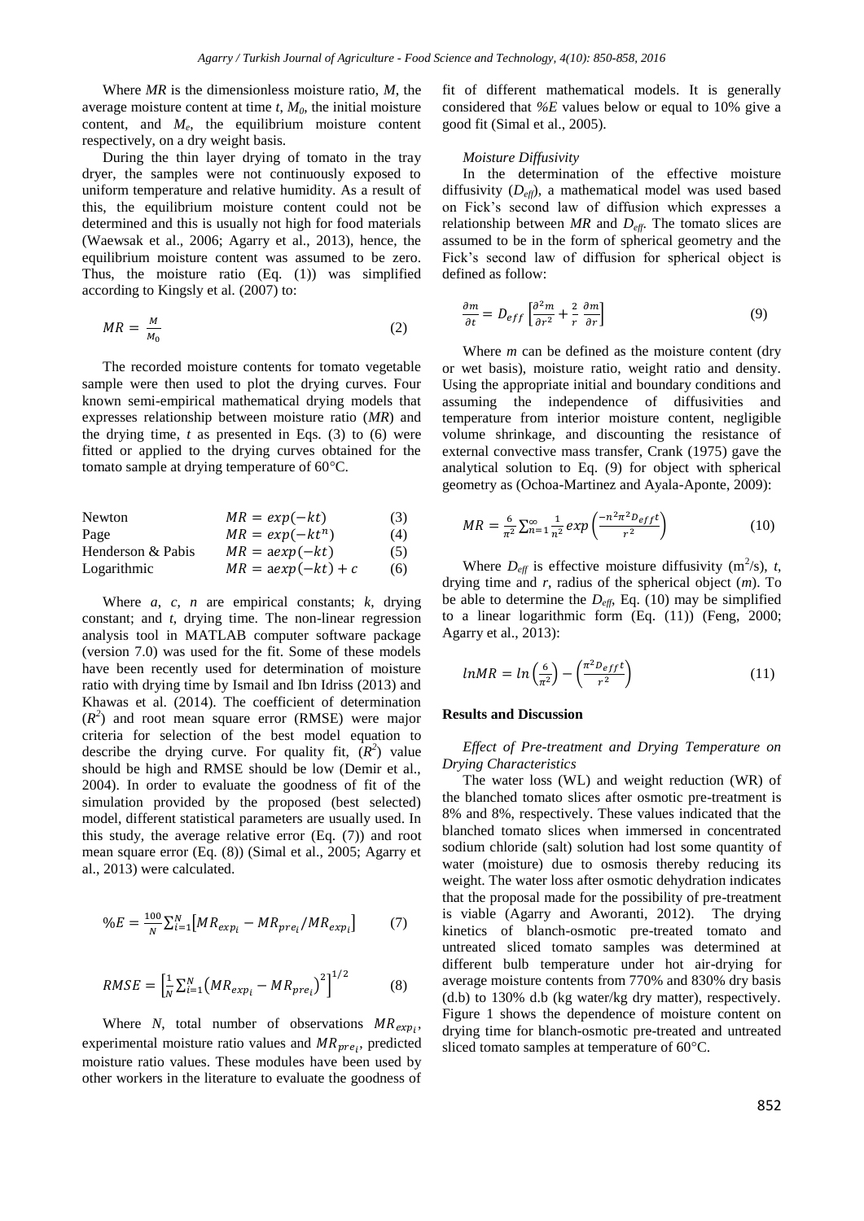Where $MR$ is the dimensionless moisture ratio, $M$, the average moisture content at time $t$, $M_0$, the initial moisture content, and $M_e$, the equilibrium moisture content respectively, on a dry weight basis.

During the thin layer drying of tomato in the tray dryer, the samples were not continuously exposed to uniform temperature and relative humidity. As a result of this, the equilibrium moisture content could not be determined and this is usually not high for food materials (Waewsak et al., 2006; Agarry et al., 2013), hence, the equilibrium moisture content was assumed to be zero. Thus, the moisture ratio (Eq. (1)) was simplified according to Kingsly et al. (2007) to:

$$MR = \frac{M}{M_0} \tag{2}$$

The recorded moisture contents for tomato vegetable sample were then used to plot the drying curves. Four known semi-empirical mathematical drying models that expresses relationship between moisture ratio ($MR$) and the drying time, $t$ as presented in Eqs. (3) to (6) were fitted or applied to the drying curves obtained for the tomato sample at drying temperature of 60°C.

| | | |
|---|---|---|
| Newton | $MR = exp(-kt)$ | (3) |
| Page | $MR = exp(-kt^n)$ | (4) |
| Henderson & Pabis | $MR = aexp(-kt)$ | (5) |
| Logarithmic | $MR = aexp(-kt) + c$ | (6) |

Where $a$, $c$, $n$ are empirical constants; $k$, drying constant; and $t$, drying time. The non-linear regression analysis tool in MATLAB computer software package (version 7.0) was used for the fit. Some of these models have been recently used for determination of moisture ratio with drying time by Ismail and Ibn Idriss (2013) and Khawas et al. (2014). The coefficient of determination ($R^2$) and root mean square error (RMSE) were major criteria for selection of the best model equation to describe the drying curve. For quality fit, ($R^2$) value should be high and RMSE should be low (Demir et al., 2004). In order to evaluate the goodness of fit of the simulation provided by the proposed (best selected) model, different statistical parameters are usually used. In this study, the average relative error (Eq. (7)) and root mean square error (Eq. (8)) (Simal et al., 2005; Agarry et al., 2013) were calculated.

$$\%E = \frac{100}{N}\sum_{i=1}^{N}\left[MR_{exp_i} - MR_{pre_i}/MR_{exp_i}\right] \tag{7}$$

$$RMSE = \left[\frac{1}{N}\sum_{i=1}^{N}\left(MR_{exp_i} - MR_{pre_i}\right)^2\right]^{1/2} \tag{8}$$

Where $N$, total number of observations $MR_{exp_i}$, experimental moisture ratio values and $MR_{pre_i}$, predicted moisture ratio values. These modules have been used by other workers in the literature to evaluate the goodness of fit of different mathematical models. It is generally considered that $\%E$ values below or equal to 10% give a good fit (Simal et al., 2005).

*Moisture Diffusivity*

In the determination of the effective moisture diffusivity ($D_{eff}$), a mathematical model was used based on Fick's second law of diffusion which expresses a relationship between $MR$ and $D_{eff}$. The tomato slices are assumed to be in the form of spherical geometry and the Fick's second law of diffusion for spherical object is defined as follow:

$$\frac{\partial m}{\partial t} = D_{eff}\left[\frac{\partial^2 m}{\partial r^2} + \frac{2}{r}\frac{\partial m}{\partial r}\right] \tag{9}$$

Where $m$ can be defined as the moisture content (dry or wet basis), moisture ratio, weight ratio and density. Using the appropriate initial and boundary conditions and assuming the independence of diffusivities and temperature from interior moisture content, negligible volume shrinkage, and discounting the resistance of external convective mass transfer, Crank (1975) gave the analytical solution to Eq. (9) for object with spherical geometry as (Ochoa-Martinez and Ayala-Aponte, 2009):

$$MR = \frac{6}{\pi^2}\sum_{n=1}^{\infty}\frac{1}{n^2}exp\left(\frac{-n^2\pi^2 D_{eff}t}{r^2}\right) \tag{10}$$

Where $D_{eff}$ is effective moisture diffusivity ($m^2$/s), $t$, drying time and $r$, radius of the spherical object ($m$). To be able to determine the $D_{eff}$, Eq. (10) may be simplified to a linear logarithmic form (Eq. (11)) (Feng, 2000; Agarry et al., 2013):

$$lnMR = ln\left(\frac{6}{\pi^2}\right) - \left(\frac{\pi^2 D_{eff}t}{r^2}\right) \tag{11}$$

## Results and Discussion

*Effect of Pre-treatment and Drying Temperature on Drying Characteristics*

The water loss (WL) and weight reduction (WR) of the blanched tomato slices after osmotic pre-treatment is 8% and 8%, respectively. These values indicated that the blanched tomato slices when immersed in concentrated sodium chloride (salt) solution had lost some quantity of water (moisture) due to osmosis thereby reducing its weight. The water loss after osmotic dehydration indicates that the proposal made for the possibility of pre-treatment is viable (Agarry and Aworanti, 2012). The drying kinetics of blanch-osmotic pre-treated tomato and untreated sliced tomato samples was determined at different bulb temperature under hot air-drying for average moisture contents from 770% and 830% dry basis (d.b) to 130% d.b (kg water/kg dry matter), respectively. Figure 1 shows the dependence of moisture content on drying time for blanch-osmotic pre-treated and untreated sliced tomato samples at temperature of 60°C.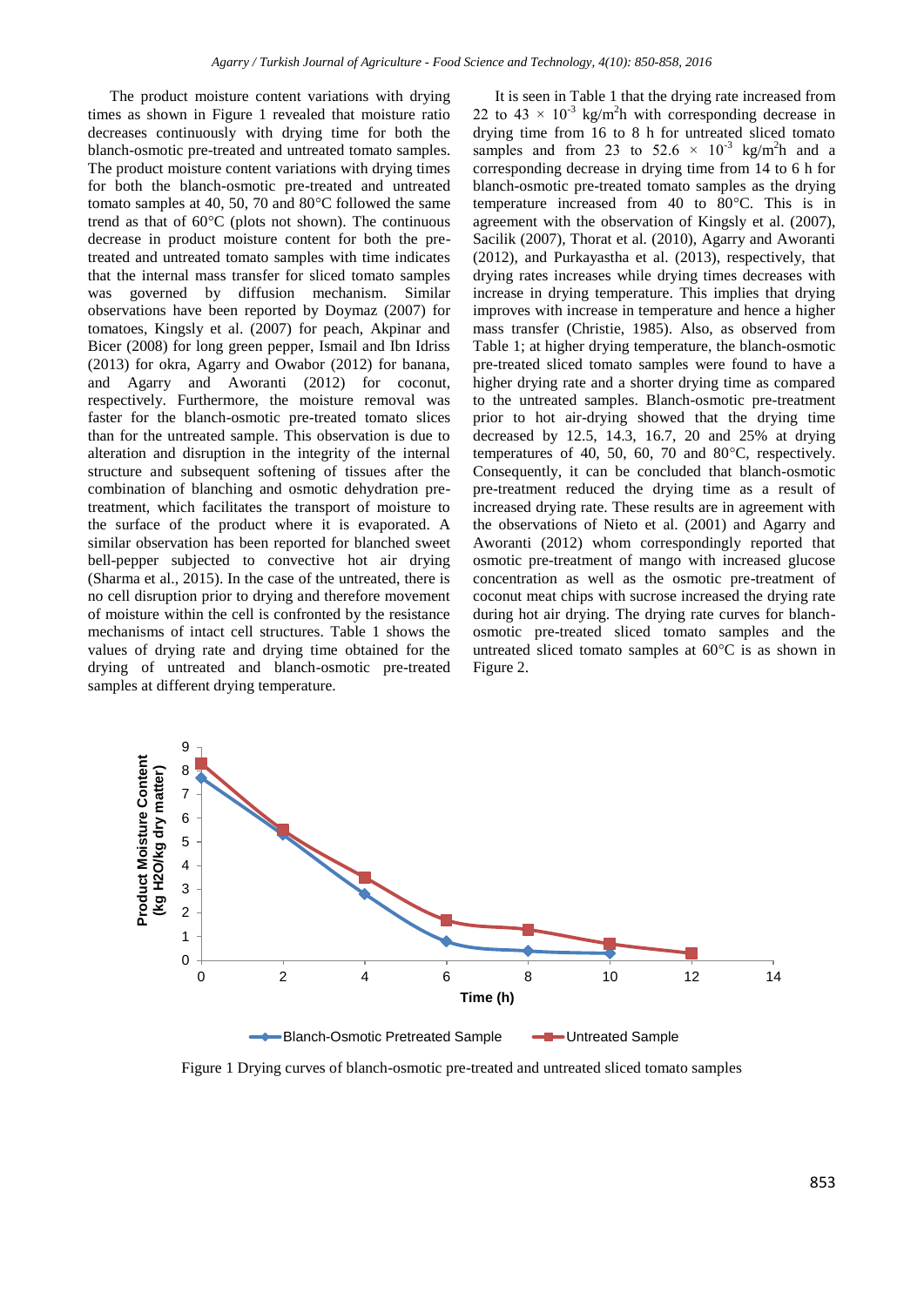The product moisture content variations with drying times as shown in Figure 1 revealed that moisture ratio decreases continuously with drying time for both the blanch-osmotic pre-treated and untreated tomato samples. The product moisture content variations with drying times for both the blanch-osmotic pre-treated and untreated tomato samples at 40, 50, 70 and 80°C followed the same trend as that of 60°C (plots not shown). The continuous decrease in product moisture content for both the pre-treated and untreated tomato samples with time indicates that the internal mass transfer for sliced tomato samples was governed by diffusion mechanism. Similar observations have been reported by Doymaz (2007) for tomatoes, Kingsly et al. (2007) for peach, Akpinar and Bicer (2008) for long green pepper, Ismail and Ibn Idriss (2013) for okra, Agarry and Owabor (2012) for banana, and Agarry and Aworanti (2012) for coconut, respectively. Furthermore, the moisture removal was faster for the blanch-osmotic pre-treated tomato slices than for the untreated sample. This observation is due to alteration and disruption in the integrity of the internal structure and subsequent softening of tissues after the combination of blanching and osmotic dehydration pre-treatment, which facilitates the transport of moisture to the surface of the product where it is evaporated. A similar observation has been reported for blanched sweet bell-pepper subjected to convective hot air drying (Sharma et al., 2015). In the case of the untreated, there is no cell disruption prior to drying and therefore movement of moisture within the cell is confronted by the resistance mechanisms of intact cell structures. Table 1 shows the values of drying rate and drying time obtained for the drying of untreated and blanch-osmotic pre-treated samples at different drying temperature.

It is seen in Table 1 that the drying rate increased from 22 to 43 × $10^{-3}$ kg/m$^2$h with corresponding decrease in drying time from 16 to 8 h for untreated sliced tomato samples and from 23 to 52.6 × $10^{-3}$ kg/m$^2$h and a corresponding decrease in drying time from 14 to 6 h for blanch-osmotic pre-treated tomato samples as the drying temperature increased from 40 to 80°C. This is in agreement with the observation of Kingsly et al. (2007), Sacilik (2007), Thorat et al. (2010), Agarry and Aworanti (2012), and Purkayastha et al. (2013), respectively, that drying rates increases while drying times decreases with increase in drying temperature. This implies that drying improves with increase in temperature and hence a higher mass transfer (Christie, 1985). Also, as observed from Table 1; at higher drying temperature, the blanch-osmotic pre-treated sliced tomato samples were found to have a higher drying rate and a shorter drying time as compared to the untreated samples. Blanch-osmotic pre-treatment prior to hot air-drying showed that the drying time decreased by 12.5, 14.3, 16.7, 20 and 25% at drying temperatures of 40, 50, 60, 70 and 80°C, respectively. Consequently, it can be concluded that blanch-osmotic pre-treatment reduced the drying time as a result of increased drying rate. These results are in agreement with the observations of Nieto et al. (2001) and Agarry and Aworanti (2012) whom correspondingly reported that osmotic pre-treatment of mango with increased glucose concentration as well as the osmotic pre-treatment of coconut meat chips with sucrose increased the drying rate during hot air drying. The drying rate curves for blanch-osmotic pre-treated sliced tomato samples and the untreated sliced tomato samples at 60°C is as shown in Figure 2.

Figure 1 Drying curves of blanch-osmotic pre-treated and untreated sliced tomato samples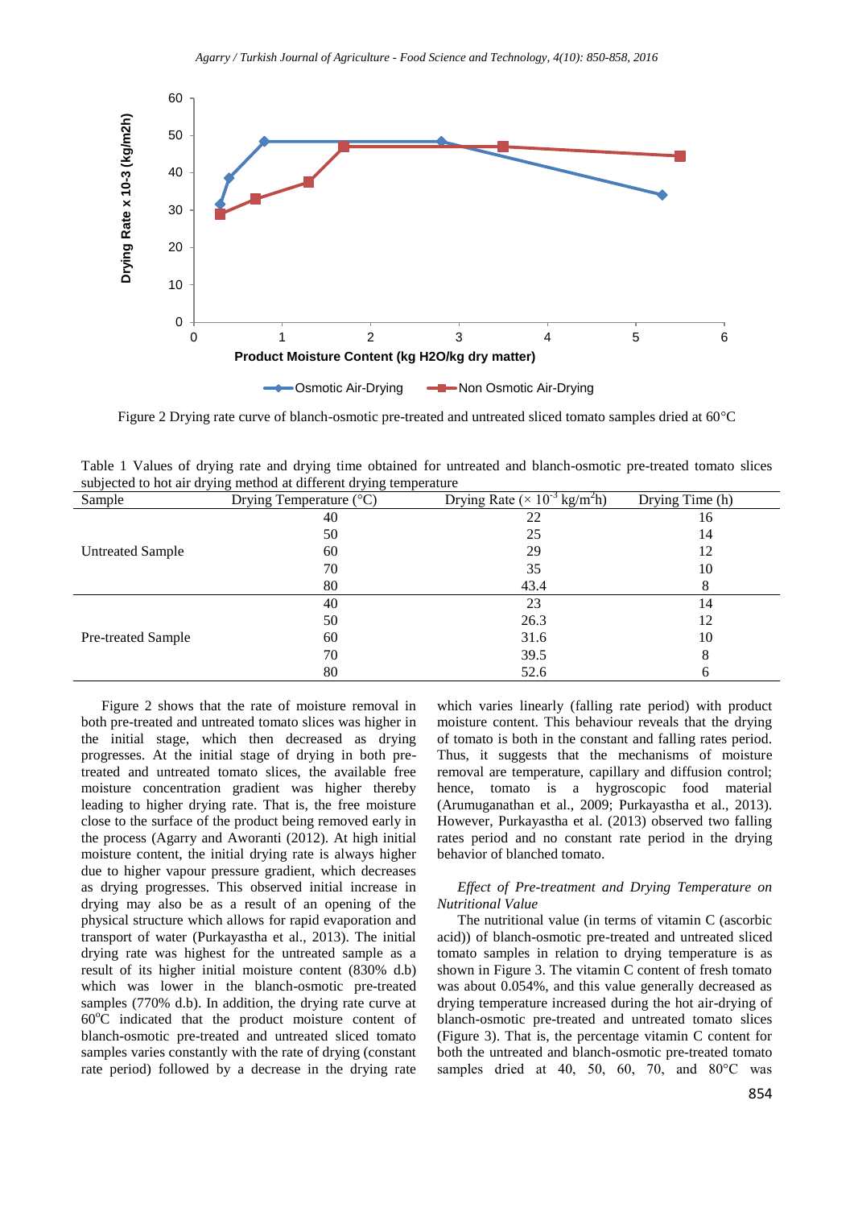Figure 2 Drying rate curve of blanch-osmotic pre-treated and untreated sliced tomato samples dried at 60°C

Table 1 Values of drying rate and drying time obtained for untreated and blanch-osmotic pre-treated tomato slices subjected to hot air drying method at different drying temperature

| Sample | Drying Temperature (°C) | Drying Rate ($\times 10^{-3}$ kg/m$^2$h) | Drying Time (h) |
|---|---|---|---|
| Untreated Sample | 40 | 22 | 16 |
| | 50 | 25 | 14 |
| | 60 | 29 | 12 |
| | 70 | 35 | 10 |
| | 80 | 43.4 | 8 |
| Pre-treated Sample | 40 | 23 | 14 |
| | 50 | 26.3 | 12 |
| | 60 | 31.6 | 10 |
| | 70 | 39.5 | 8 |
| | 80 | 52.6 | 6 |

Figure 2 shows that the rate of moisture removal in both pre-treated and untreated tomato slices was higher in the initial stage, which then decreased as drying progresses. At the initial stage of drying in both pre-treated and untreated tomato slices, the available free moisture concentration gradient was higher thereby leading to higher drying rate. That is, the free moisture close to the surface of the product being removed early in the process (Agarry and Aworanti (2012). At high initial moisture content, the initial drying rate is always higher due to higher vapour pressure gradient, which decreases as drying progresses. This observed initial increase in drying may also be as a result of an opening of the physical structure which allows for rapid evaporation and transport of water (Purkayastha et al., 2013). The initial drying rate was highest for the untreated sample as a result of its higher initial moisture content (830% d.b) which was lower in the blanch-osmotic pre-treated samples (770% d.b). In addition, the drying rate curve at 60°C indicated that the product moisture content of blanch-osmotic pre-treated and untreated sliced tomato samples varies constantly with the rate of drying (constant rate period) followed by a decrease in the drying rate which varies linearly (falling rate period) with product moisture content. This behaviour reveals that the drying of tomato is both in the constant and falling rates period. Thus, it suggests that the mechanisms of moisture removal are temperature, capillary and diffusion control; hence, tomato is a hygroscopic food material (Arumuganathan et al., 2009; Purkayastha et al., 2013). However, Purkayastha et al. (2013) observed two falling rates period and no constant rate period in the drying behavior of blanched tomato.

*Effect of Pre-treatment and Drying Temperature on Nutritional Value*

The nutritional value (in terms of vitamin C (ascorbic acid)) of blanch-osmotic pre-treated and untreated sliced tomato samples in relation to drying temperature is as shown in Figure 3. The vitamin C content of fresh tomato was about 0.054%, and this value generally decreased as drying temperature increased during the hot air-drying of blanch-osmotic pre-treated and untreated tomato slices (Figure 3). That is, the percentage vitamin C content for both the untreated and blanch-osmotic pre-treated tomato samples dried at 40, 50, 60, 70, and 80°C was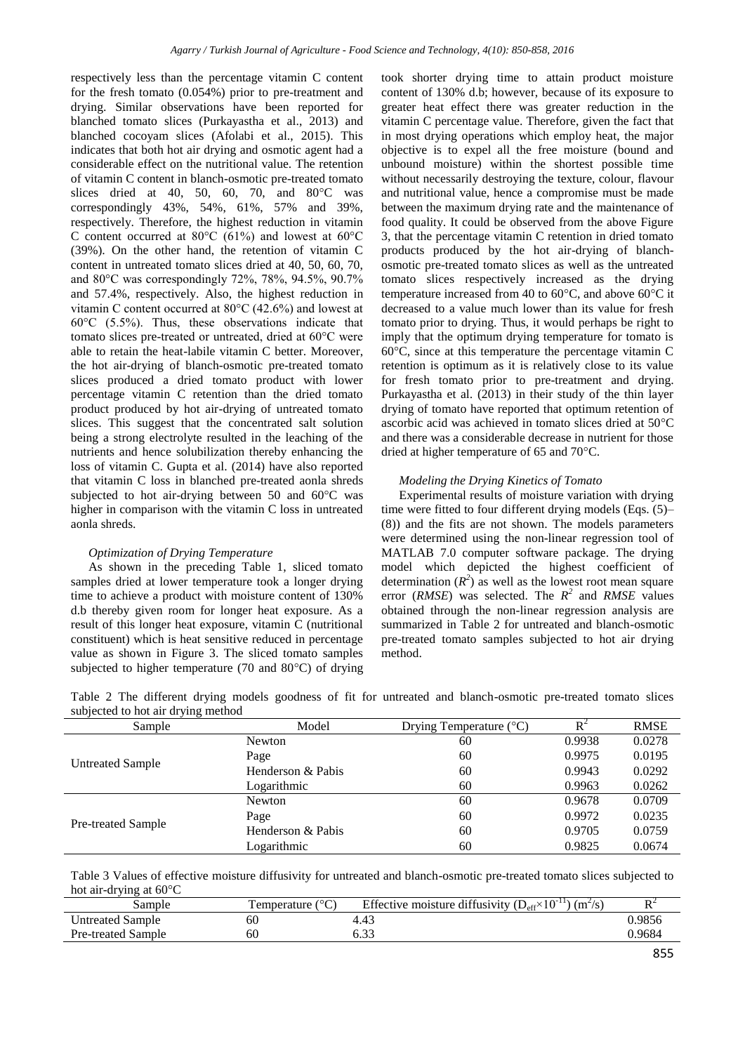respectively less than the percentage vitamin C content for the fresh tomato (0.054%) prior to pre-treatment and drying. Similar observations have been reported for blanched tomato slices (Purkayastha et al., 2013) and blanched cocoyam slices (Afolabi et al., 2015). This indicates that both hot air drying and osmotic agent had a considerable effect on the nutritional value. The retention of vitamin C content in blanch-osmotic pre-treated tomato slices dried at 40, 50, 60, 70, and 80°C was correspondingly 43%, 54%, 61%, 57% and 39%, respectively. Therefore, the highest reduction in vitamin C content occurred at 80°C (61%) and lowest at 60°C (39%). On the other hand, the retention of vitamin C content in untreated tomato slices dried at 40, 50, 60, 70, and 80°C was correspondingly 72%, 78%, 94.5%, 90.7% and 57.4%, respectively. Also, the highest reduction in vitamin C content occurred at 80°C (42.6%) and lowest at 60°C (5.5%). Thus, these observations indicate that tomato slices pre-treated or untreated, dried at 60°C were able to retain the heat-labile vitamin C better. Moreover, the hot air-drying of blanch-osmotic pre-treated tomato slices produced a dried tomato product with lower percentage vitamin C retention than the dried tomato product produced by hot air-drying of untreated tomato slices. This suggest that the concentrated salt solution being a strong electrolyte resulted in the leaching of the nutrients and hence solubilization thereby enhancing the loss of vitamin C. Gupta et al. (2014) have also reported that vitamin C loss in blanched pre-treated aonla shreds subjected to hot air-drying between 50 and 60°C was higher in comparison with the vitamin C loss in untreated aonla shreds.

*Optimization of Drying Temperature*

As shown in the preceding Table 1, sliced tomato samples dried at lower temperature took a longer drying time to achieve a product with moisture content of 130% d.b thereby given room for longer heat exposure. As a result of this longer heat exposure, vitamin C (nutritional constituent) which is heat sensitive reduced in percentage value as shown in Figure 3. The sliced tomato samples subjected to higher temperature (70 and 80°C) of drying took shorter drying time to attain product moisture content of 130% d.b; however, because of its exposure to greater heat effect there was greater reduction in the vitamin C percentage value. Therefore, given the fact that in most drying operations which employ heat, the major objective is to expel all the free moisture (bound and unbound moisture) within the shortest possible time without necessarily destroying the texture, colour, flavour and nutritional value, hence a compromise must be made between the maximum drying rate and the maintenance of food quality. It could be observed from the above Figure 3, that the percentage vitamin C retention in dried tomato products produced by the hot air-drying of blanch-osmotic pre-treated tomato slices as well as the untreated tomato slices respectively increased as the drying temperature increased from 40 to 60°C, and above 60°C it decreased to a value much lower than its value for fresh tomato prior to drying. Thus, it would perhaps be right to imply that the optimum drying temperature for tomato is 60°C, since at this temperature the percentage vitamin C retention is optimum as it is relatively close to its value for fresh tomato prior to pre-treatment and drying. Purkayastha et al. (2013) in their study of the thin layer drying of tomato have reported that optimum retention of ascorbic acid was achieved in tomato slices dried at 50°C and there was a considerable decrease in nutrient for those dried at higher temperature of 65 and 70°C.

*Modeling the Drying Kinetics of Tomato*

Experimental results of moisture variation with drying time were fitted to four different drying models (Eqs. (5)–(8)) and the fits are not shown. The models parameters were determined using the non-linear regression tool of MATLAB 7.0 computer software package. The drying model which depicted the highest coefficient of determination ($R^2$) as well as the lowest root mean square error (*RMSE*) was selected. The $R^2$ and *RMSE* values obtained through the non-linear regression analysis are summarized in Table 2 for untreated and blanch-osmotic pre-treated tomato samples subjected to hot air drying method.

Table 2 The different drying models goodness of fit for untreated and blanch-osmotic pre-treated tomato slices subjected to hot air drying method

| Sample | Model | Drying Temperature (°C) | $R^2$ | RMSE |
|---|---|---|---|---|
| Untreated Sample | Newton | 60 | 0.9938 | 0.0278 |
| | Page | 60 | 0.9975 | 0.0195 |
| | Henderson & Pabis | 60 | 0.9943 | 0.0292 |
| | Logarithmic | 60 | 0.9963 | 0.0262 |
| Pre-treated Sample | Newton | 60 | 0.9678 | 0.0709 |
| | Page | 60 | 0.9972 | 0.0235 |
| | Henderson & Pabis | 60 | 0.9705 | 0.0759 |
| | Logarithmic | 60 | 0.9825 | 0.0674 |

Table 3 Values of effective moisture diffusivity for untreated and blanch-osmotic pre-treated tomato slices subjected to hot air-drying at 60°C

| Sample | Temperature (°C) | Effective moisture diffusivity ($D_{eff}\times10^{-11}$) ($m^2/s$) | $R^2$ |
|---|---|---|---|
| Untreated Sample | 60 | 4.43 | 0.9856 |
| Pre-treated Sample | 60 | 6.33 | 0.9684 |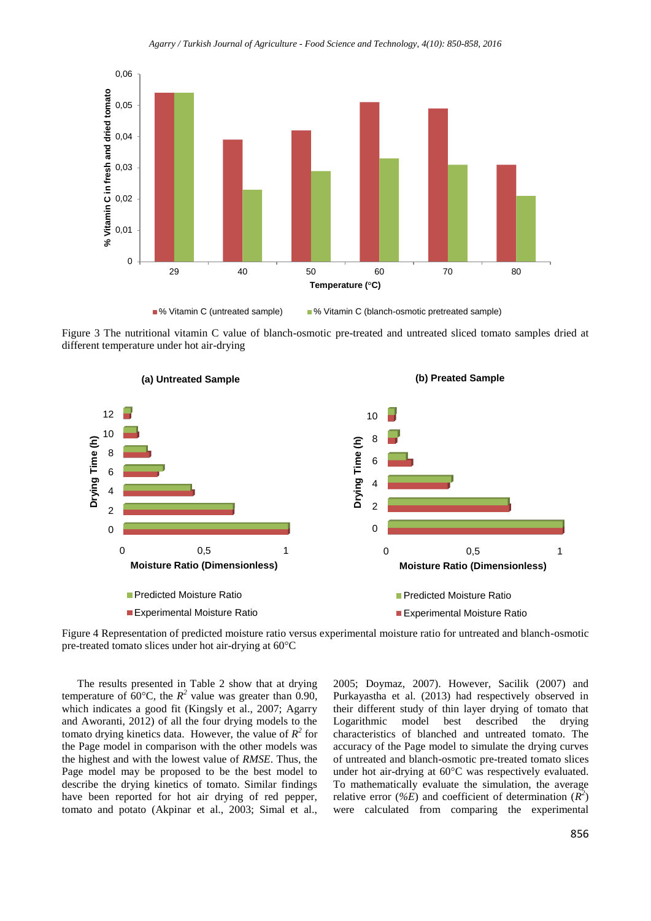Figure 3 The nutritional vitamin C value of blanch-osmotic pre-treated and untreated sliced tomato samples dried at different temperature under hot air-drying

Figure 4 Representation of predicted moisture ratio versus experimental moisture ratio for untreated and blanch-osmotic pre-treated tomato slices under hot air-drying at 60°C

The results presented in Table 2 show that at drying temperature of 60°C, the $R^2$ value was greater than 0.90, which indicates a good fit (Kingsly et al., 2007; Agarry and Aworanti, 2012) of all the four drying models to the tomato drying kinetics data. However, the value of $R^2$ for the Page model in comparison with the other models was the highest and with the lowest value of *RMSE*. Thus, the Page model may be proposed to be the best model to describe the drying kinetics of tomato. Similar findings have been reported for hot air drying of red pepper, tomato and potato (Akpinar et al., 2003; Simal et al., 2005; Doymaz, 2007). However, Sacilik (2007) and Purkayastha et al. (2013) had respectively observed in their different study of thin layer drying of tomato that Logarithmic model best described the drying characteristics of blanched and untreated tomato. The accuracy of the Page model to simulate the drying curves of untreated and blanch-osmotic pre-treated tomato slices under hot air-drying at 60°C was respectively evaluated. To mathematically evaluate the simulation, the average relative error (*%E*) and coefficient of determination ($R^2$) were calculated from comparing the experimental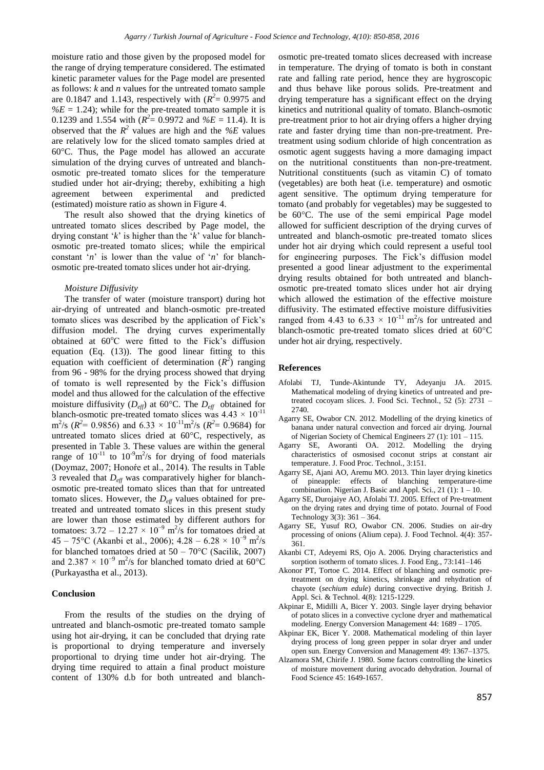moisture ratio and those given by the proposed model for the range of drying temperature considered. The estimated kinetic parameter values for the Page model are presented as follows: *k* and *n* values for the untreated tomato sample are 0.1847 and 1.143, respectively with ($R^2$= 0.9975 and $\%E$ = 1.24); while for the pre-treated tomato sample it is 0.1239 and 1.554 with ($R^2$= 0.9972 and $\%E$ = 11.4). It is observed that the $R^2$ values are high and the $\%E$ values are relatively low for the sliced tomato samples dried at 60°C. Thus, the Page model has allowed an accurate simulation of the drying curves of untreated and blanch-osmotic pre-treated tomato slices for the temperature studied under hot air-drying; thereby, exhibiting a high agreement between experimental and predicted (estimated) moisture ratio as shown in Figure 4.

The result also showed that the drying kinetics of untreated tomato slices described by Page model, the drying constant '*k*' is higher than the '*k*' value for blanch-osmotic pre-treated tomato slices; while the empirical constant '*n*' is lower than the value of '*n*' for blanch-osmotic pre-treated tomato slices under hot air-drying.

### *Moisture Diffusivity*

The transfer of water (moisture transport) during hot air-drying of untreated and blanch-osmotic pre-treated tomato slices was described by the application of Fick's diffusion model. The drying curves experimentally obtained at 60°C were fitted to the Fick's diffusion equation (Eq. (13)). The good linear fitting to this equation with coefficient of determination ($R^2$) ranging from 96 - 98% for the drying process showed that drying of tomato is well represented by the Fick's diffusion model and thus allowed for the calculation of the effective moisture diffusivity ($D_{eff}$) at 60°C. The $D_{eff}$ obtained for blanch-osmotic pre-treated tomato slices was $4.43 \times 10^{-11}$ m$^2$/s ($R^2$= 0.9856) and $6.33 \times 10^{-11}$m$^2$/s ($R^2$= 0.9684) for untreated tomato slices dried at 60°C, respectively, as presented in Table 3. These values are within the general range of $10^{-11}$ to $10^{-9}$m$^2$/s for drying of food materials (Doymaz, 2007; Honoŕe et al., 2014). The results in Table 3 revealed that $D_{eff}$ was comparatively higher for blanch-osmotic pre-treated tomato slices than that for untreated tomato slices. However, the $D_{eff}$ values obtained for pre-treated and untreated tomato slices in this present study are lower than those estimated by different authors for tomatoes: $3.72 - 12.27 \times 10^{-9}$ m$^2$/s for tomatoes dried at 45 – 75°C (Akanbi et al., 2006); $4.28 - 6.28 \times 10^{-9}$ m$^2$/s for blanched tomatoes dried at 50 – 70°C (Sacilik, 2007) and $2.387 \times 10^{-9}$ m$^2$/s for blanched tomato dried at 60°C (Purkayastha et al., 2013).

## Conclusion

From the results of the studies on the drying of untreated and blanch-osmotic pre-treated tomato sample using hot air-drying, it can be concluded that drying rate is proportional to drying temperature and inversely proportional to drying time under hot air-drying. The drying time required to attain a final product moisture content of 130% d.b for both untreated and blanch-osmotic pre-treated tomato slices decreased with increase in temperature. The drying of tomato is both in constant rate and falling rate period, hence they are hygroscopic and thus behave like porous solids. Pre-treatment and drying temperature has a significant effect on the drying kinetics and nutritional quality of tomato. Blanch-osmotic pre-treatment prior to hot air drying offers a higher drying rate and faster drying time than non-pre-treatment. Pre-treatment using sodium chloride of high concentration as osmotic agent suggests having a more damaging impact on the nutritional constituents than non-pre-treatment. Nutritional constituents (such as vitamin C) of tomato (vegetables) are both heat (i.e. temperature) and osmotic agent sensitive. The optimum drying temperature for tomato (and probably for vegetables) may be suggested to be 60°C. The use of the semi empirical Page model allowed for sufficient description of the drying curves of untreated and blanch-osmotic pre-treated tomato slices under hot air drying which could represent a useful tool for engineering purposes. The Fick's diffusion model presented a good linear adjustment to the experimental drying results obtained for both untreated and blanch-osmotic pre-treated tomato slices under hot air drying which allowed the estimation of the effective moisture diffusivity. The estimated effective moisture diffusivities ranged from 4.43 to $6.33 \times 10^{-11}$ m$^2$/s for untreated and blanch-osmotic pre-treated tomato slices dried at 60°C under hot air drying, respectively.

## References

Afolabi TJ, Tunde-Akintunde TY, Adeyanju JA. 2015. Mathematical modeling of drying kinetics of untreated and pre-treated cocoyam slices. J. Food Sci. Technol., 52 (5): 2731 – 2740.

Agarry SE, Owabor CN. 2012. Modelling of the drying kinetics of banana under natural convection and forced air drying. Journal of Nigerian Society of Chemical Engineers 27 (1): 101 – 115.

Agarry SE, Aworanti OA. 2012. Modelling the drying characteristics of osmosised coconut strips at constant air temperature. J. Food Proc. Technol., 3:151.

Agarry SE, Ajani AO, Aremu MO. 2013. Thin layer drying kinetics of pineapple: effects of blanching temperature-time combination. Nigerian J. Basic and Appl. Sci., 21 (1): 1 – 10.

Agarry SE, Durojaiye AO, Afolabi TJ. 2005. Effect of Pre-treatment on the drying rates and drying time of potato. Journal of Food Technology 3(3): 361 – 364.

Agarry SE, Yusuf RO, Owabor CN. 2006. Studies on air-dry processing of onions (Alium cepa). J. Food Technol. 4(4): 357-361.

Akanbi CT, Adeyemi RS, Ojo A. 2006. Drying characteristics and sorption isotherm of tomato slices. J. Food Eng., 73:141–146

Akonor PT, Tortoe C. 2014. Effect of blanching and osmotic pre-treatment on drying kinetics, shrinkage and rehydration of chayote (*sechium edule*) during convective drying. British J. Appl. Sci. & Technol. 4(8): 1215-1229.

Akpinar E, Midilli A, Bicer Y. 2003. Single layer drying behavior of potato slices in a convective cyclone dryer and mathematical modeling. Energy Conversion Management 44: 1689 – 1705.

Akpinar EK, Bicer Y. 2008. Mathematical modeling of thin layer drying process of long green pepper in solar dryer and under open sun. Energy Conversion and Management 49: 1367–1375.

Alzamora SM, Chirife J. 1980. Some factors controlling the kinetics of moisture movement during avocado dehydration. Journal of Food Science 45: 1649-1657.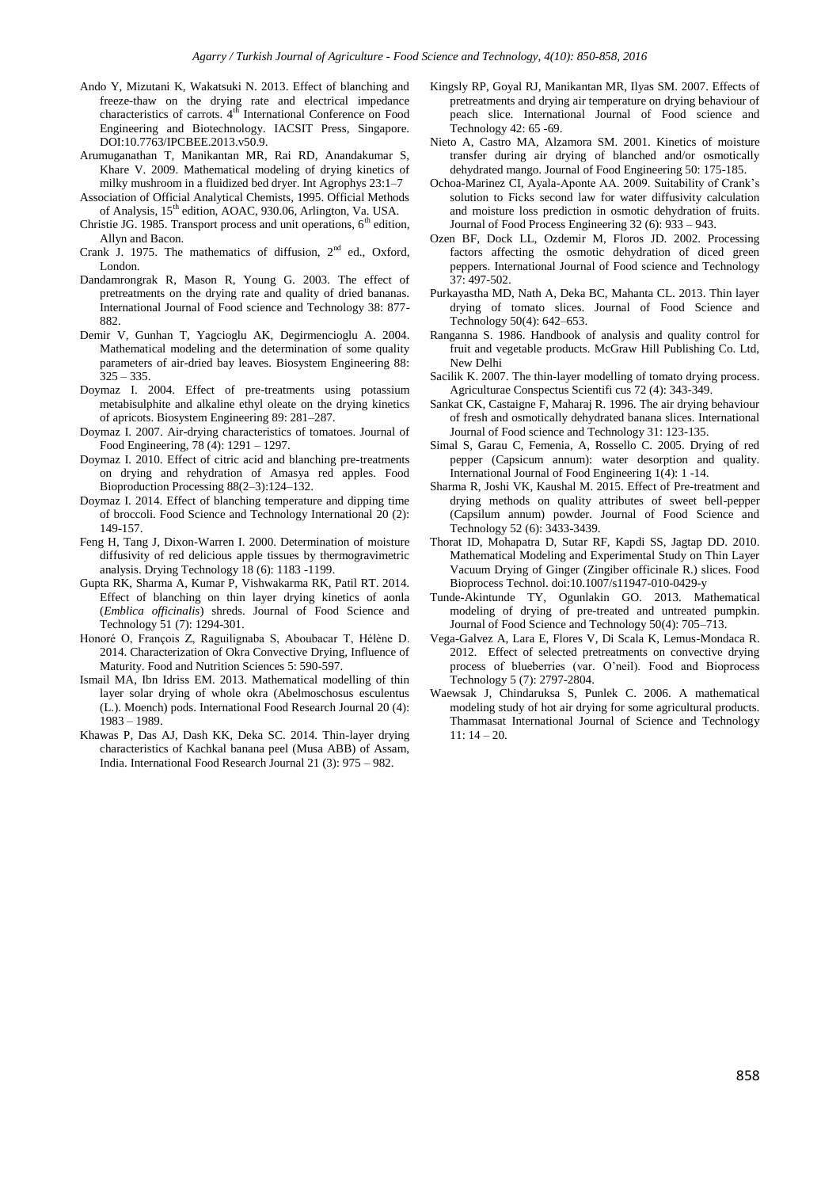Ando Y, Mizutani K, Wakatsuki N. 2013. Effect of blanching and freeze-thaw on the drying rate and electrical impedance characteristics of carrots. 4th International Conference on Food Engineering and Biotechnology. IACSIT Press, Singapore. DOI:10.7763/IPCBEE.2013.v50.9.

Arumuganathan T, Manikantan MR, Rai RD, Anandakumar S, Khare V. 2009. Mathematical modeling of drying kinetics of milky mushroom in a fluidized bed dryer. Int Agrophys 23:1–7

Association of Official Analytical Chemists, 1995. Official Methods of Analysis, 15th edition, AOAC, 930.06, Arlington, Va. USA.

Christie JG. 1985. Transport process and unit operations, 6th edition, Allyn and Bacon.

Crank J. 1975. The mathematics of diffusion, 2nd ed., Oxford, London.

Dandamrongrak R, Mason R, Young G. 2003. The effect of pretreatments on the drying rate and quality of dried bananas. International Journal of Food science and Technology 38: 877-882.

Demir V, Gunhan T, Yagcioglu AK, Degirmencioglu A. 2004. Mathematical modeling and the determination of some quality parameters of air-dried bay leaves. Biosystem Engineering 88: 325 – 335.

Doymaz I. 2004. Effect of pre-treatments using potassium metabisulphite and alkaline ethyl oleate on the drying kinetics of apricots. Biosystem Engineering 89: 281–287.

Doymaz I. 2007. Air-drying characteristics of tomatoes. Journal of Food Engineering, 78 (4): 1291 – 1297.

Doymaz I. 2010. Effect of citric acid and blanching pre-treatments on drying and rehydration of Amasya red apples. Food Bioproduction Processing 88(2–3):124–132.

Doymaz I. 2014. Effect of blanching temperature and dipping time of broccoli. Food Science and Technology International 20 (2): 149-157.

Feng H, Tang J, Dixon-Warren I. 2000. Determination of moisture diffusivity of red delicious apple tissues by thermogravimetric analysis. Drying Technology 18 (6): 1183 -1199.

Gupta RK, Sharma A, Kumar P, Vishwakarma RK, Patil RT. 2014. Effect of blanching on thin layer drying kinetics of aonla (*Emblica officinalis*) shreds. Journal of Food Science and Technology 51 (7): 1294-301.

Honoré O, François Z, Raguilignaba S, Aboubacar T, Hélène D. 2014. Characterization of Okra Convective Drying, Influence of Maturity. Food and Nutrition Sciences 5: 590-597.

Ismail MA, Ibn Idriss EM. 2013. Mathematical modelling of thin layer solar drying of whole okra (Abelmoschosus esculentus (L.). Moench) pods. International Food Research Journal 20 (4): 1983 – 1989.

Khawas P, Das AJ, Dash KK, Deka SC. 2014. Thin-layer drying characteristics of Kachkal banana peel (Musa ABB) of Assam, India. International Food Research Journal 21 (3): 975 – 982.

Kingsly RP, Goyal RJ, Manikantan MR, Ilyas SM. 2007. Effects of pretreatments and drying air temperature on drying behaviour of peach slice. International Journal of Food science and Technology 42: 65 -69.

Nieto A, Castro MA, Alzamora SM. 2001. Kinetics of moisture transfer during air drying of blanched and/or osmotically dehydrated mango. Journal of Food Engineering 50: 175-185.

Ochoa-Marinez CI, Ayala-Aponte AA. 2009. Suitability of Crank's solution to Ficks second law for water diffusivity calculation and moisture loss prediction in osmotic dehydration of fruits. Journal of Food Process Engineering 32 (6): 933 – 943.

Ozen BF, Dock LL, Ozdemir M, Floros JD. 2002. Processing factors affecting the osmotic dehydration of diced green peppers. International Journal of Food science and Technology 37: 497-502.

Purkayastha MD, Nath A, Deka BC, Mahanta CL. 2013. Thin layer drying of tomato slices. Journal of Food Science and Technology 50(4): 642–653.

Ranganna S. 1986. Handbook of analysis and quality control for fruit and vegetable products. McGraw Hill Publishing Co. Ltd, New Delhi

Sacilik K. 2007. The thin-layer modelling of tomato drying process. Agriculturae Conspectus Scientifi cus 72 (4): 343-349.

Sankat CK, Castaigne F, Maharaj R. 1996. The air drying behaviour of fresh and osmotically dehydrated banana slices. International Journal of Food science and Technology 31: 123-135.

Simal S, Garau C, Femenia, A, Rossello C. 2005. Drying of red pepper (Capsicum annum): water desorption and quality. International Journal of Food Engineering 1(4): 1 -14.

Sharma R, Joshi VK, Kaushal M. 2015. Effect of Pre-treatment and drying methods on quality attributes of sweet bell-pepper (Capsilum annum) powder. Journal of Food Science and Technology 52 (6): 3433-3439.

Thorat ID, Mohapatra D, Sutar RF, Kapdi SS, Jagtap DD. 2010. Mathematical Modeling and Experimental Study on Thin Layer Vacuum Drying of Ginger (Zingiber officinale R.) slices. Food Bioprocess Technol. doi:10.1007/s11947-010-0429-y

Tunde-Akintunde TY, Ogunlakin GO. 2013. Mathematical modeling of drying of pre-treated and untreated pumpkin. Journal of Food Science and Technology 50(4): 705–713.

Vega-Galvez A, Lara E, Flores V, Di Scala K, Lemus-Mondaca R. 2012. Effect of selected pretreatments on convective drying process of blueberries (var. O'neil). Food and Bioprocess Technology 5 (7): 2797-2804.

Waewsak J, Chindaruksa S, Punlek C. 2006. A mathematical modeling study of hot air drying for some agricultural products. Thammasat International Journal of Science and Technology 11: 14 – 20.